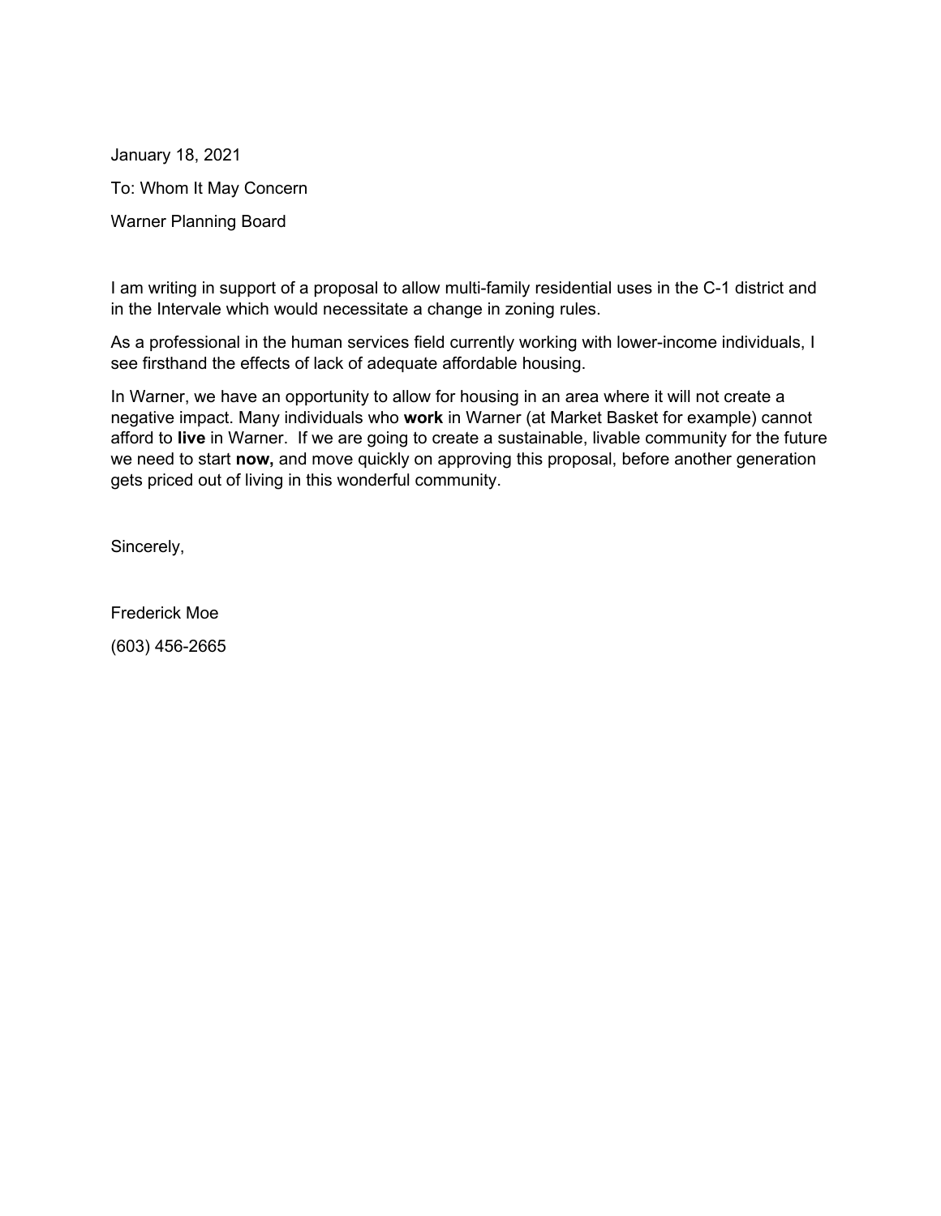January 18, 2021

To: Whom It May Concern

Warner Planning Board

I am writing in support of a proposal to allow multi-family residential uses in the C-1 district and in the Intervale which would necessitate a change in zoning rules.

As a professional in the human services field currently working with lower-income individuals, I see firsthand the effects of lack of adequate affordable housing.

In Warner, we have an opportunity to allow for housing in an area where it will not create a negative impact. Many individuals who **work** in Warner (at Market Basket for example) cannot afford to **live** in Warner. If we are going to create a sustainable, livable community for the future we need to start **now,** and move quickly on approving this proposal, before another generation gets priced out of living in this wonderful community.

Sincerely,

Frederick Moe

(603) 456-2665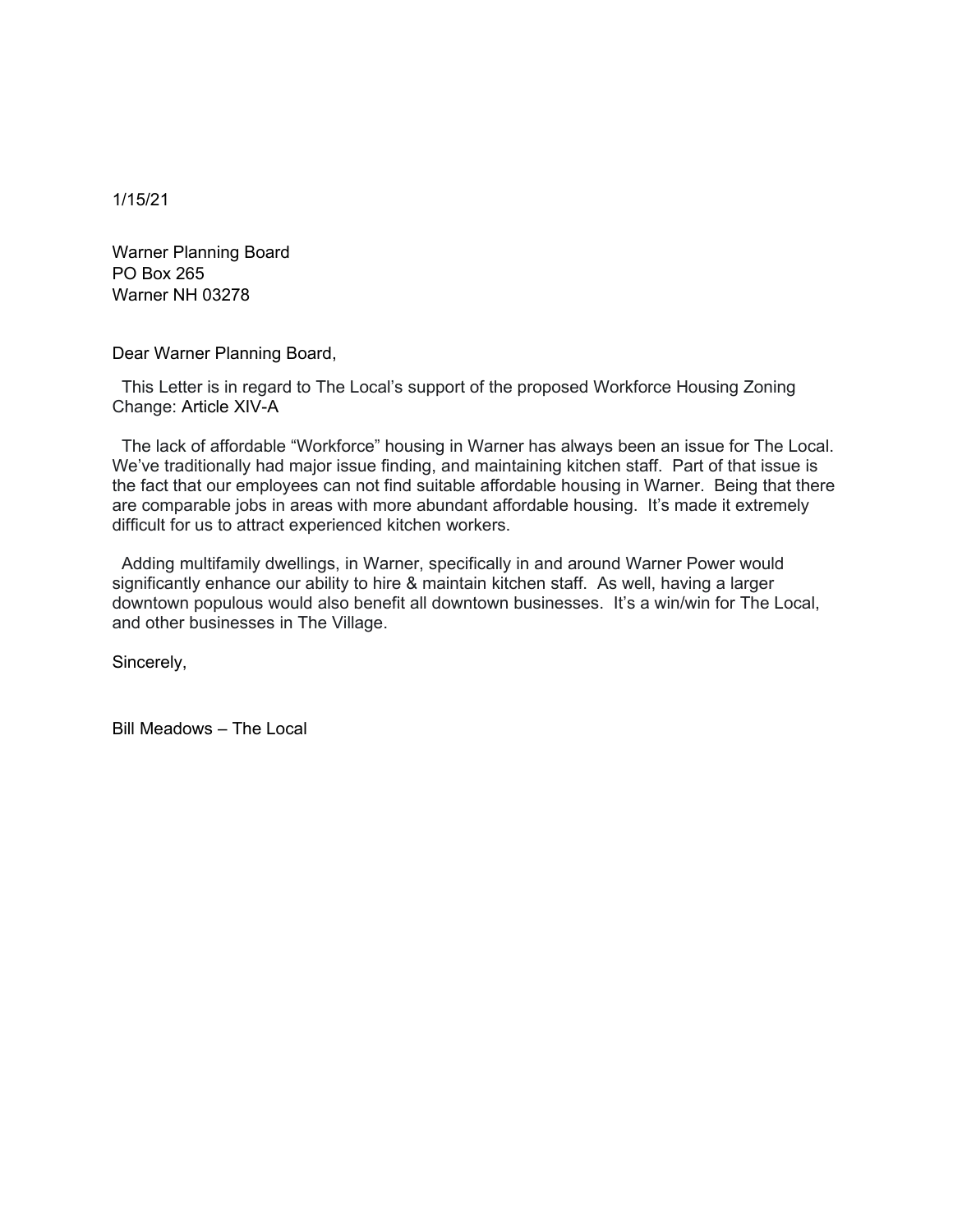1/15/21

Warner Planning Board
PO Box 265
Warner NH 03278

Dear Warner Planning Board,

This Letter is in regard to The Local's support of the proposed Workforce Housing Zoning Change: Article XIV-A

The lack of affordable "Workforce" housing in Warner has always been an issue for The Local. We've traditionally had major issue finding, and maintaining kitchen staff. Part of that issue is the fact that our employees can not find suitable affordable housing in Warner. Being that there are comparable jobs in areas with more abundant affordable housing. It's made it extremely difficult for us to attract experienced kitchen workers.

Adding multifamily dwellings, in Warner, specifically in and around Warner Power would significantly enhance our ability to hire & maintain kitchen staff. As well, having a larger downtown populous would also benefit all downtown businesses. It's a win/win for The Local, and other businesses in The Village.

Sincerely,

Bill Meadows – The Local